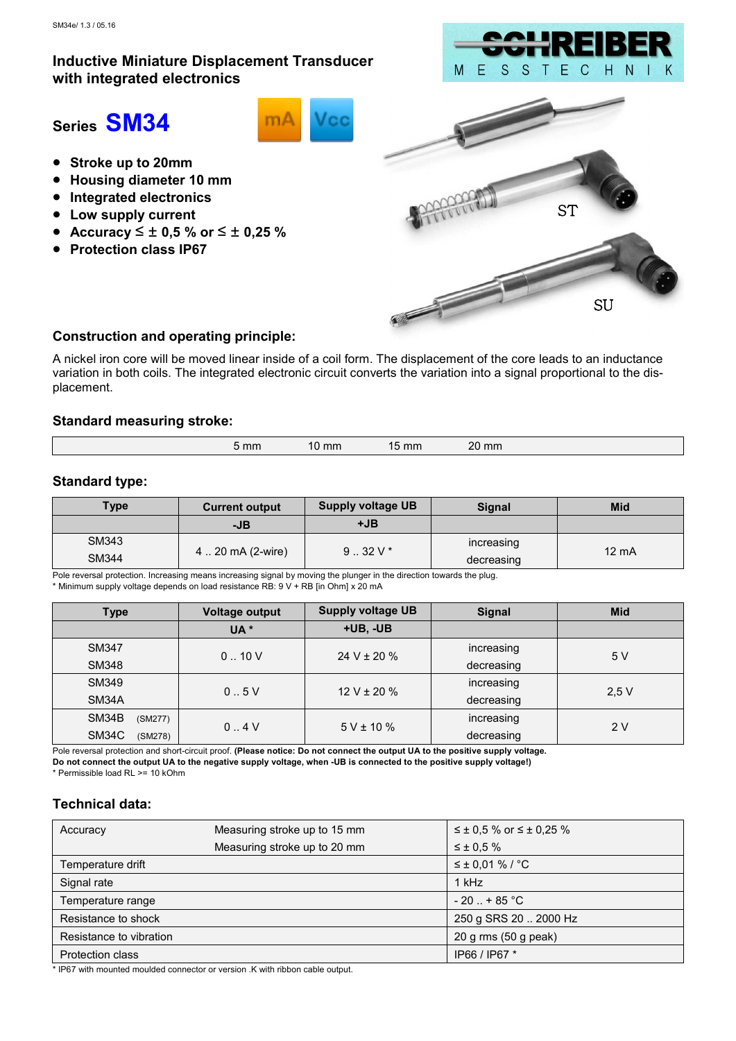SM34e/ 1.3 / 05.16

# Inductive Miniature Displacement Transducer with integrated electronics

## Series SM34

- **Stroke up to 20mm**
- **Housing diameter 10 mm**
- **Integrated electronics**
- **Low supply current**
- **Accuracy ≤ ± 0,5 % or ≤ ± 0,25 %**
- **Protection class IP67**

ST

SU

### Construction and operating principle:

A nickel iron core will be moved linear inside of a coil form. The displacement of the core leads to an inductance variation in both coils. The integrated electronic circuit converts the variation into a signal proportional to the displacement.

### Standard measuring stroke:

| 5 mm | 10 mm | 15 mm | 20 mm |
|---|---|---|---|

### Standard type:

| Type | Current output | Supply voltage UB | Signal | Mid |
|---|---|---|---|---|
| | -JB | +JB | | |
| SM343<br>SM344 | 4 .. 20 mA (2-wire) | 9 .. 32 V * | increasing<br>decreasing | 12 mA |

Pole reversal protection. Increasing means increasing signal by moving the plunger in the direction towards the plug.
* Minimum supply voltage depends on load resistance RB: 9 V + RB [in Ohm] x 20 mA

| Type | Voltage output | Supply voltage UB | Signal | Mid |
|---|---|---|---|---|
| | UA * | +UB, -UB | | |
| SM347<br>SM348 | 0 .. 10 V | 24 V ± 20 % | increasing<br>decreasing | 5 V |
| SM349<br>SM34A | 0 .. 5 V | 12 V ± 20 % | increasing<br>decreasing | 2,5 V |
| SM34B (SM277)<br>SM34C (SM278) | 0 .. 4 V | 5 V ± 10 % | increasing<br>decreasing | 2 V |

Pole reversal protection and short-circuit proof. **(Please notice: Do not connect the output UA to the positive supply voltage. Do not connect the output UA to the negative supply voltage, when -UB is connected to the positive supply voltage!)**
* Permissible load RL >= 10 kOhm

### Technical data:

| | | |
|---|---|---|
| Accuracy | Measuring stroke up to 15 mm<br>Measuring stroke up to 20 mm | ≤ ± 0,5 % or ≤ ± 0,25 %<br>≤ ± 0,5 % |
| Temperature drift | | ≤ ± 0,01 % / °C |
| Signal rate | | 1 kHz |
| Temperature range | | - 20 .. + 85 °C |
| Resistance to shock | | 250 g SRS 20 .. 2000 Hz |
| Resistance to vibration | | 20 g rms (50 g peak) |
| Protection class | | IP66 / IP67 * |

* IP67 with mounted moulded connector or version .K with ribbon cable output.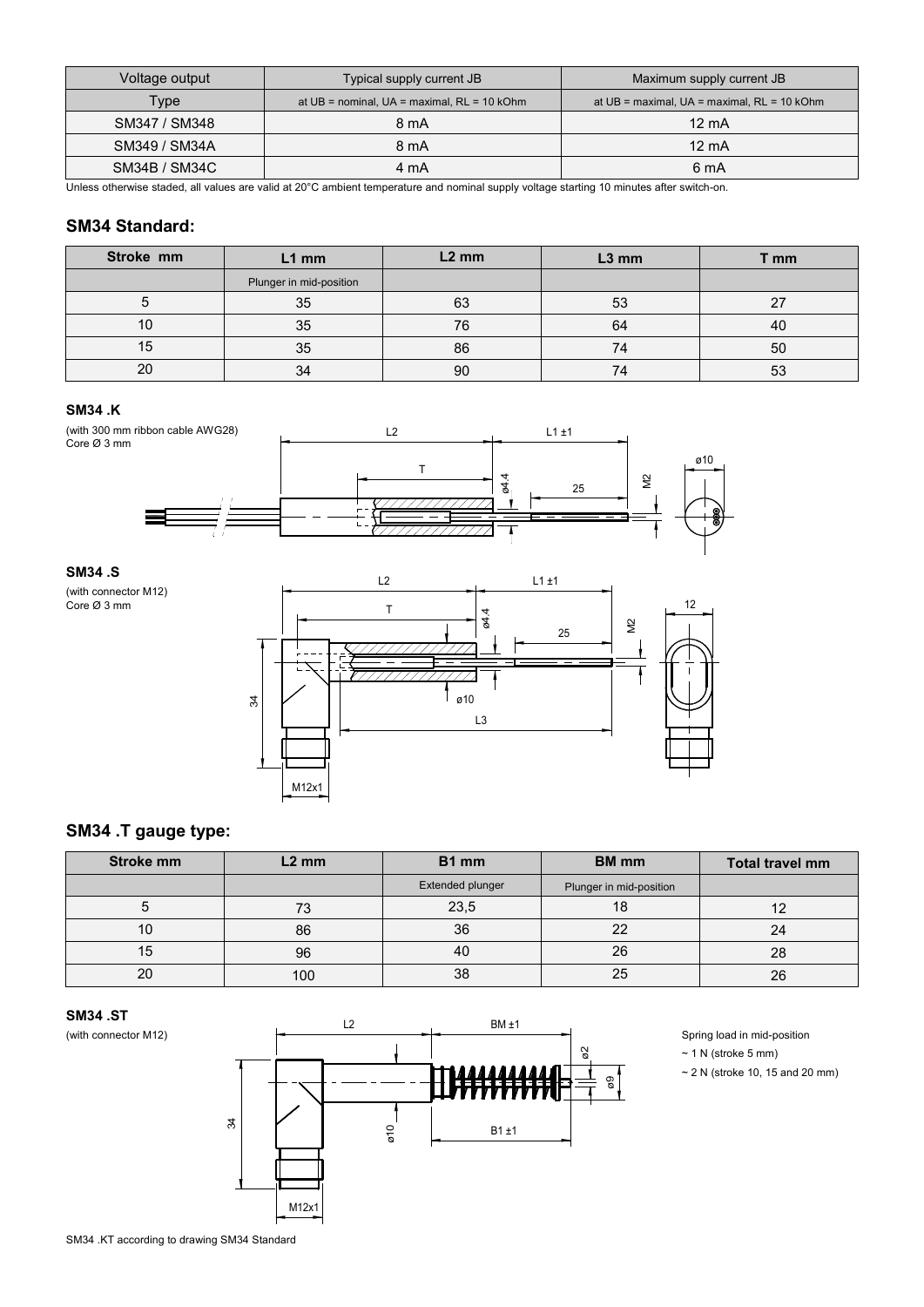| Voltage output | Typical supply current JB | Maximum supply current JB |
|---|---|---|
| Type | at UB = nominal, UA = maximal, RL = 10 kOhm | at UB = maximal, UA = maximal, RL = 10 kOhm |
| SM347 / SM348 | 8 mA | 12 mA |
| SM349 / SM34A | 8 mA | 12 mA |
| SM34B / SM34C | 4 mA | 6 mA |

Unless otherwise staded, all values are valid at 20°C ambient temperature and nominal supply voltage starting 10 minutes after switch-on.

## SM34 Standard:

| Stroke mm | L1 mm | L2 mm | L3 mm | T mm |
|---|---|---|---|---|
| | Plunger in mid-position | | | |
| 5 | 35 | 63 | 53 | 27 |
| 10 | 35 | 76 | 64 | 40 |
| 15 | 35 | 86 | 74 | 50 |
| 20 | 34 | 90 | 74 | 53 |

**SM34 .K**

(with 300 mm ribbon cable AWG28)
Core Ø 3 mm

**SM34 .S**

(with connector M12)
Core Ø 3 mm

## SM34 .T gauge type:

| Stroke mm | L2 mm | B1 mm | BM mm | Total travel mm |
|---|---|---|---|---|
| | | Extended plunger | Plunger in mid-position | |
| 5 | 73 | 23,5 | 18 | 12 |
| 10 | 86 | 36 | 22 | 24 |
| 15 | 96 | 40 | 26 | 28 |
| 20 | 100 | 38 | 25 | 26 |

**SM34 .ST**

(with connector M12)

Spring load in mid-position
~ 1 N (stroke 5 mm)
~ 2 N (stroke 10, 15 and 20 mm)

SM34 .KT according to drawing SM34 Standard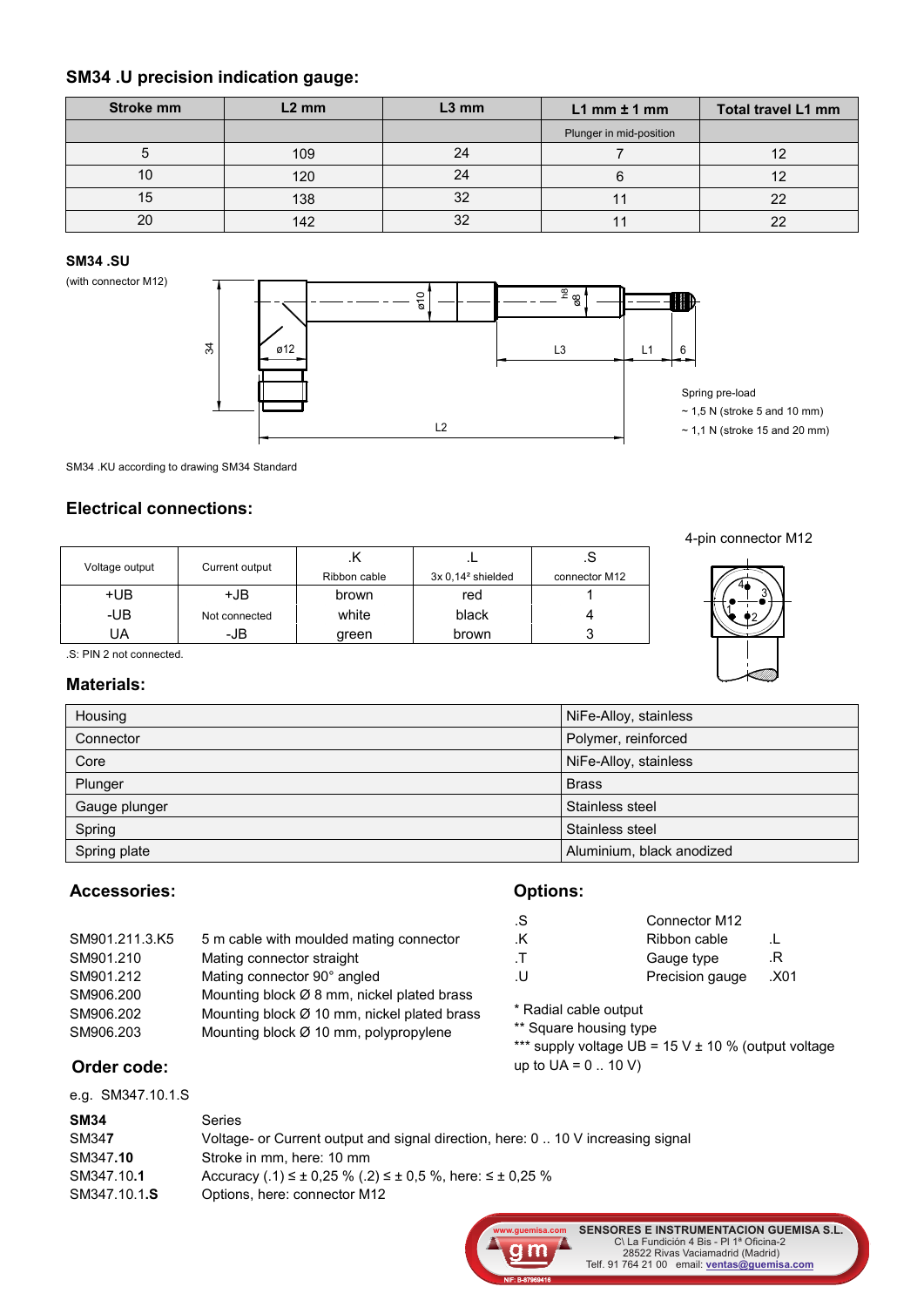## SM34 .U precision indication gauge:

| Stroke mm | L2 mm | L3 mm | L1 mm ± 1 mm | Total travel L1 mm |
|---|---|---|---|---|
| | | | Plunger in mid-position | |
| 5 | 109 | 24 | 7 | 12 |
| 10 | 120 | 24 | 6 | 12 |
| 15 | 138 | 32 | 11 | 22 |
| 20 | 142 | 32 | 11 | 22 |

**SM34 .SU**

(with connector M12)

34
ø12
ø10
h8
ø8
L3
L1
6
L2

Spring pre-load
~ 1,5 N (stroke 5 and 10 mm)
~ 1,1 N (stroke 15 and 20 mm)

SM34 .KU according to drawing SM34 Standard

## Electrical connections:

4-pin connector M12

| Voltage output | Current output | .K Ribbon cable | .L 3x 0,14² shielded | .S connector M12 |
|---|---|---|---|---|
| +UB | +JB | brown | red | 1 |
| -UB | Not connected | white | black | 4 |
| UA | -JB | green | brown | 3 |

.S: PIN 2 not connected.

## Materials:

| | |
|---|---|
| Housing | NiFe-Alloy, stainless |
| Connector | Polymer, reinforced |
| Core | NiFe-Alloy, stainless |
| Plunger | Brass |
| Gauge plunger | Stainless steel |
| Spring | Stainless steel |
| Spring plate | Aluminium, black anodized |

## Accessories:

| | |
|---|---|
| SM901.211.3.K5 | 5 m cable with moulded mating connector |
| SM901.210 | Mating connector straight |
| SM901.212 | Mating connector 90° angled |
| SM906.200 | Mounting block Ø 8 mm, nickel plated brass |
| SM906.202 | Mounting block Ø 10 mm, nickel plated brass |
| SM906.203 | Mounting block Ø 10 mm, polypropylene |

## Options:

| | | |
|---|---|---|
| .S | Connector M12 | |
| .K | Ribbon cable | .L |
| .T | Gauge type | .R |
| .U | Precision gauge | .X01 |

\* Radial cable output
\*\* Square housing type
\*\*\* supply voltage UB = 15 V ± 10 % (output voltage up to UA = 0 .. 10 V)

## Order code:

e.g. SM347.10.1.S

| | |
|---|---|
| **SM34** | Series |
| SM34**7** | Voltage- or Current output and signal direction, here: 0 .. 10 V increasing signal |
| SM347.**10** | Stroke in mm, here: 10 mm |
| SM347.10.**1** | Accuracy (.1) ≤ ± 0,25 % (.2) ≤ ± 0,5 %, here: ≤ ± 0,25 % |
| SM347.10.1.**S** | Options, here: connector M12 |

www.guemisa.com
**SENSORES E INSTRUMENTACION GUEMISA S.L.**
C\ La Fundición 4 Bis - Pl 1ª Oficina-2
28522 Rivas Vaciamadrid (Madrid)
Telf. 91 764 21 00 email: ventas@guemisa.com
NIF: B-87969416